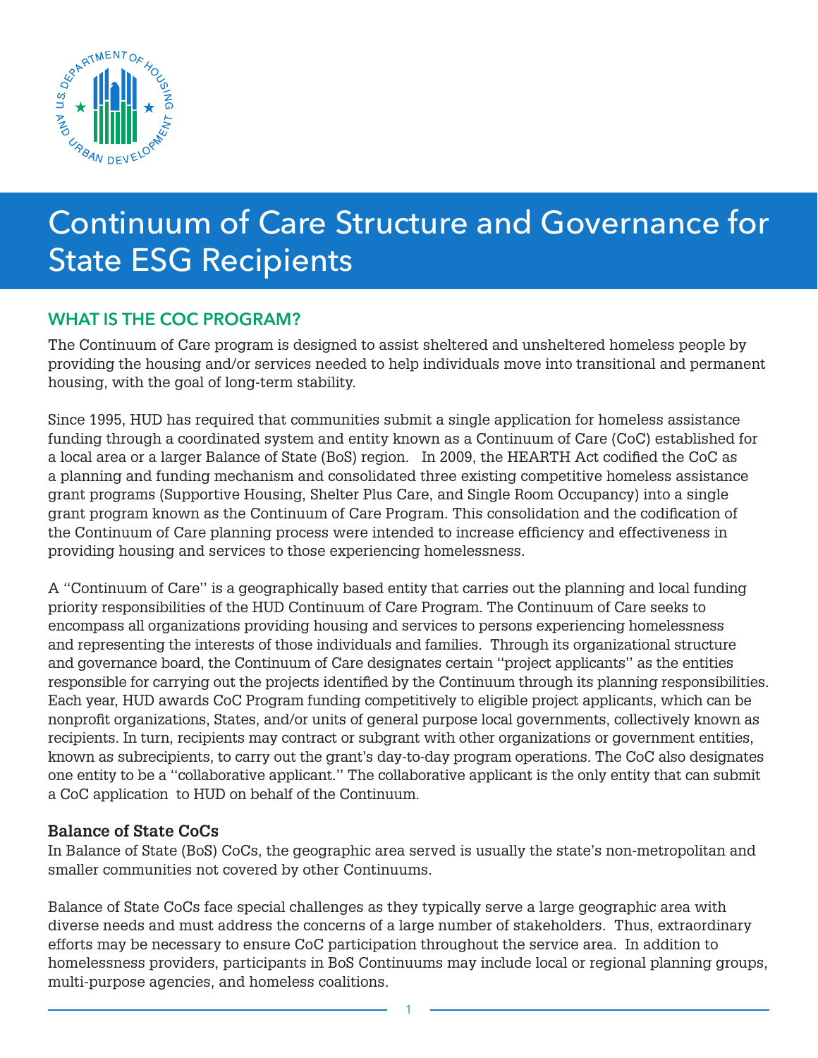# Continuum of Care Structure and Governance for State ESG Recipients

## WHAT IS THE COC PROGRAM?

The Continuum of Care program is designed to assist sheltered and unsheltered homeless people by providing the housing and/or services needed to help individuals move into transitional and permanent housing, with the goal of long-term stability.

Since 1995, HUD has required that communities submit a single application for homeless assistance funding through a coordinated system and entity known as a Continuum of Care (CoC) established for a local area or a larger Balance of State (BoS) region. In 2009, the HEARTH Act codified the CoC as a planning and funding mechanism and consolidated three existing competitive homeless assistance grant programs (Supportive Housing, Shelter Plus Care, and Single Room Occupancy) into a single grant program known as the Continuum of Care Program. This consolidation and the codification of the Continuum of Care planning process were intended to increase efficiency and effectiveness in providing housing and services to those experiencing homelessness.

A ''Continuum of Care'' is a geographically based entity that carries out the planning and local funding priority responsibilities of the HUD Continuum of Care Program. The Continuum of Care seeks to encompass all organizations providing housing and services to persons experiencing homelessness and representing the interests of those individuals and families. Through its organizational structure and governance board, the Continuum of Care designates certain ''project applicants'' as the entities responsible for carrying out the projects identified by the Continuum through its planning responsibilities. Each year, HUD awards CoC Program funding competitively to eligible project applicants, which can be nonprofit organizations, States, and/or units of general purpose local governments, collectively known as recipients. In turn, recipients may contract or subgrant with other organizations or government entities, known as subrecipients, to carry out the grant's day-to-day program operations. The CoC also designates one entity to be a ''collaborative applicant.'' The collaborative applicant is the only entity that can submit a CoC application to HUD on behalf of the Continuum.

### Balance of State CoCs

In Balance of State (BoS) CoCs, the geographic area served is usually the state's non-metropolitan and smaller communities not covered by other Continuums.

Balance of State CoCs face special challenges as they typically serve a large geographic area with diverse needs and must address the concerns of a large number of stakeholders. Thus, extraordinary efforts may be necessary to ensure CoC participation throughout the service area. In addition to homelessness providers, participants in BoS Continuums may include local or regional planning groups, multi-purpose agencies, and homeless coalitions.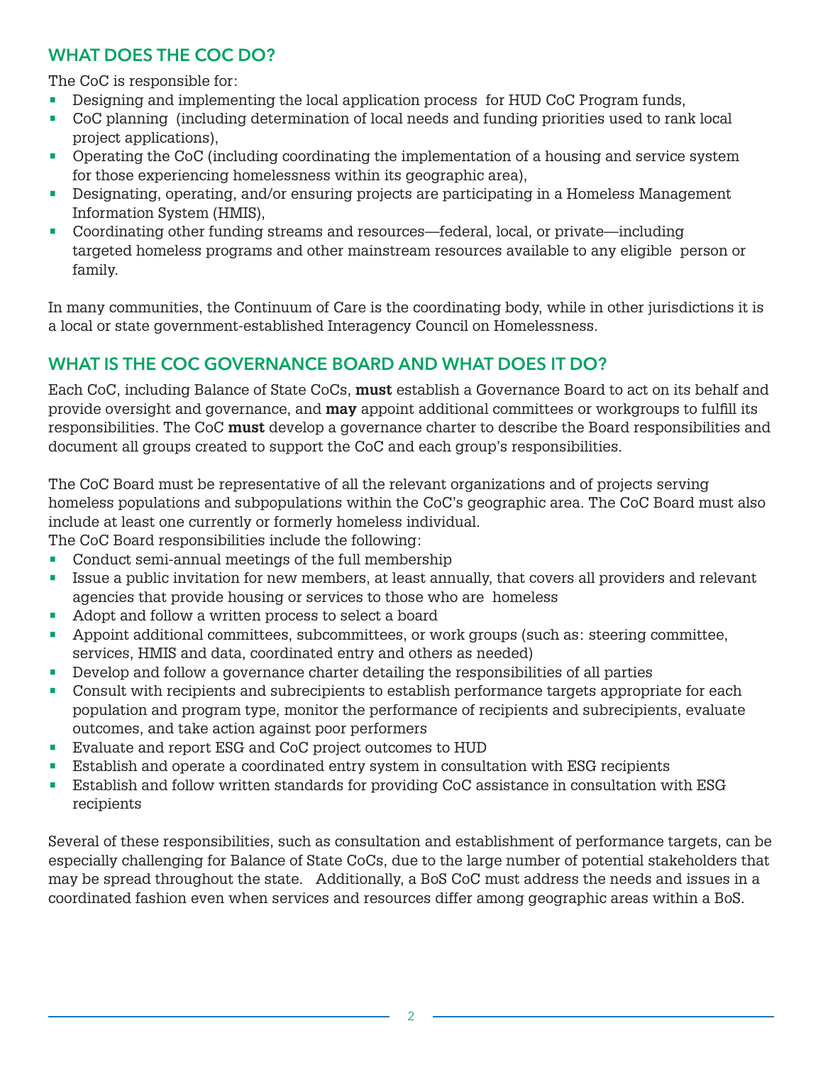## WHAT DOES THE COC DO?

The CoC is responsible for:

- Designing and implementing the local application process for HUD CoC Program funds,
- CoC planning (including determination of local needs and funding priorities used to rank local project applications),
- Operating the CoC (including coordinating the implementation of a housing and service system for those experiencing homelessness within its geographic area),
- Designating, operating, and/or ensuring projects are participating in a Homeless Management Information System (HMIS),
- Coordinating other funding streams and resources—federal, local, or private—including targeted homeless programs and other mainstream resources available to any eligible person or family.

In many communities, the Continuum of Care is the coordinating body, while in other jurisdictions it is a local or state government-established Interagency Council on Homelessness.

## WHAT IS THE COC GOVERNANCE BOARD AND WHAT DOES IT DO?

Each CoC, including Balance of State CoCs, **must** establish a Governance Board to act on its behalf and provide oversight and governance, and **may** appoint additional committees or workgroups to fulfill its responsibilities. The CoC **must** develop a governance charter to describe the Board responsibilities and document all groups created to support the CoC and each group's responsibilities.

The CoC Board must be representative of all the relevant organizations and of projects serving homeless populations and subpopulations within the CoC's geographic area. The CoC Board must also include at least one currently or formerly homeless individual.

The CoC Board responsibilities include the following:

- Conduct semi-annual meetings of the full membership
- Issue a public invitation for new members, at least annually, that covers all providers and relevant agencies that provide housing or services to those who are homeless
- Adopt and follow a written process to select a board
- Appoint additional committees, subcommittees, or work groups (such as: steering committee, services, HMIS and data, coordinated entry and others as needed)
- Develop and follow a governance charter detailing the responsibilities of all parties
- Consult with recipients and subrecipients to establish performance targets appropriate for each population and program type, monitor the performance of recipients and subrecipients, evaluate outcomes, and take action against poor performers
- Evaluate and report ESG and CoC project outcomes to HUD
- Establish and operate a coordinated entry system in consultation with ESG recipients
- Establish and follow written standards for providing CoC assistance in consultation with ESG recipients

Several of these responsibilities, such as consultation and establishment of performance targets, can be especially challenging for Balance of State CoCs, due to the large number of potential stakeholders that may be spread throughout the state. Additionally, a BoS CoC must address the needs and issues in a coordinated fashion even when services and resources differ among geographic areas within a BoS.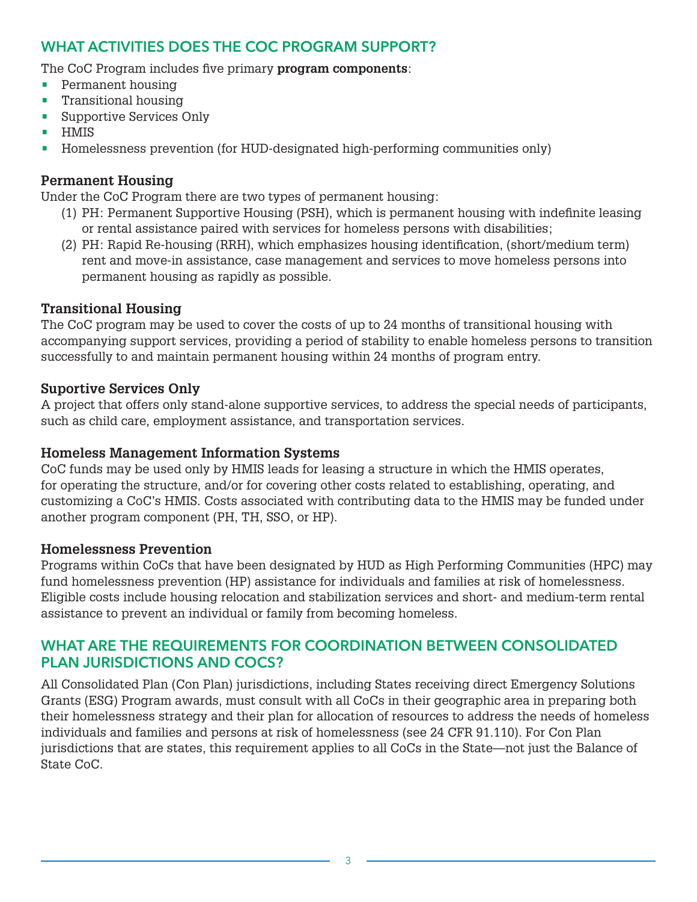## WHAT ACTIVITIES DOES THE COC PROGRAM SUPPORT?

The CoC Program includes five primary **program components**:

- Permanent housing
- Transitional housing
- Supportive Services Only
- HMIS
- Homelessness prevention (for HUD-designated high-performing communities only)

### Permanent Housing

Under the CoC Program there are two types of permanent housing:

(1) PH: Permanent Supportive Housing (PSH), which is permanent housing with indefinite leasing or rental assistance paired with services for homeless persons with disabilities;

(2) PH: Rapid Re-housing (RRH), which emphasizes housing identification, (short/medium term) rent and move-in assistance, case management and services to move homeless persons into permanent housing as rapidly as possible.

### Transitional Housing

The CoC program may be used to cover the costs of up to 24 months of transitional housing with accompanying support services, providing a period of stability to enable homeless persons to transition successfully to and maintain permanent housing within 24 months of program entry.

### Suportive Services Only

A project that offers only stand-alone supportive services, to address the special needs of participants, such as child care, employment assistance, and transportation services.

### Homeless Management Information Systems

CoC funds may be used only by HMIS leads for leasing a structure in which the HMIS operates, for operating the structure, and/or for covering other costs related to establishing, operating, and customizing a CoC's HMIS. Costs associated with contributing data to the HMIS may be funded under another program component (PH, TH, SSO, or HP).

### Homelessness Prevention

Programs within CoCs that have been designated by HUD as High Performing Communities (HPC) may fund homelessness prevention (HP) assistance for individuals and families at risk of homelessness. Eligible costs include housing relocation and stabilization services and short- and medium-term rental assistance to prevent an individual or family from becoming homeless.

## WHAT ARE THE REQUIREMENTS FOR COORDINATION BETWEEN CONSOLIDATED PLAN JURISDICTIONS AND COCS?

All Consolidated Plan (Con Plan) jurisdictions, including States receiving direct Emergency Solutions Grants (ESG) Program awards, must consult with all CoCs in their geographic area in preparing both their homelessness strategy and their plan for allocation of resources to address the needs of homeless individuals and families and persons at risk of homelessness (see 24 CFR 91.110). For Con Plan jurisdictions that are states, this requirement applies to all CoCs in the State—not just the Balance of State CoC.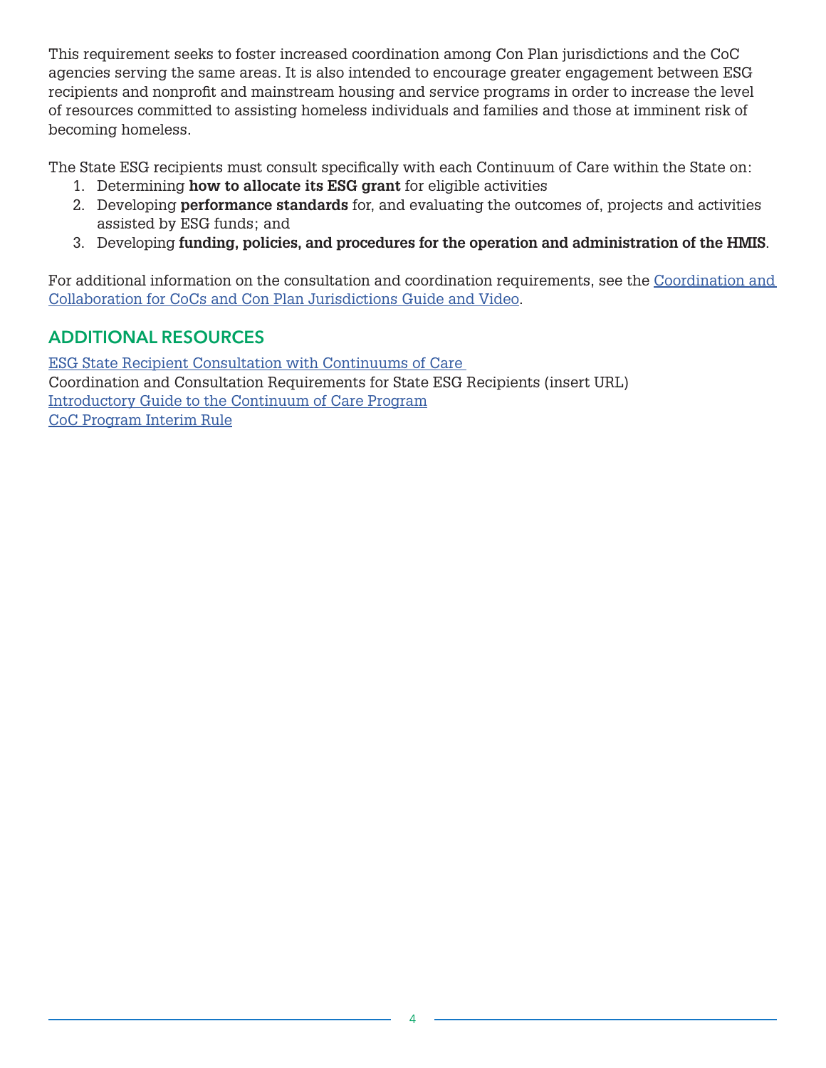This requirement seeks to foster increased coordination among Con Plan jurisdictions and the CoC agencies serving the same areas. It is also intended to encourage greater engagement between ESG recipients and nonprofit and mainstream housing and service programs in order to increase the level of resources committed to assisting homeless individuals and families and those at imminent risk of becoming homeless.

The State ESG recipients must consult specifically with each Continuum of Care within the State on:

1. Determining **how to allocate its ESG grant** for eligible activities
2. Developing **performance standards** for, and evaluating the outcomes of, projects and activities assisted by ESG funds; and
3. Developing **funding, policies, and procedures for the operation and administration of the HMIS**.

For additional information on the consultation and coordination requirements, see the Coordination and Collaboration for CoCs and Con Plan Jurisdictions Guide and Video.

## ADDITIONAL RESOURCES

ESG State Recipient Consultation with Continuums of Care
Coordination and Consultation Requirements for State ESG Recipients (insert URL)
Introductory Guide to the Continuum of Care Program
CoC Program Interim Rule